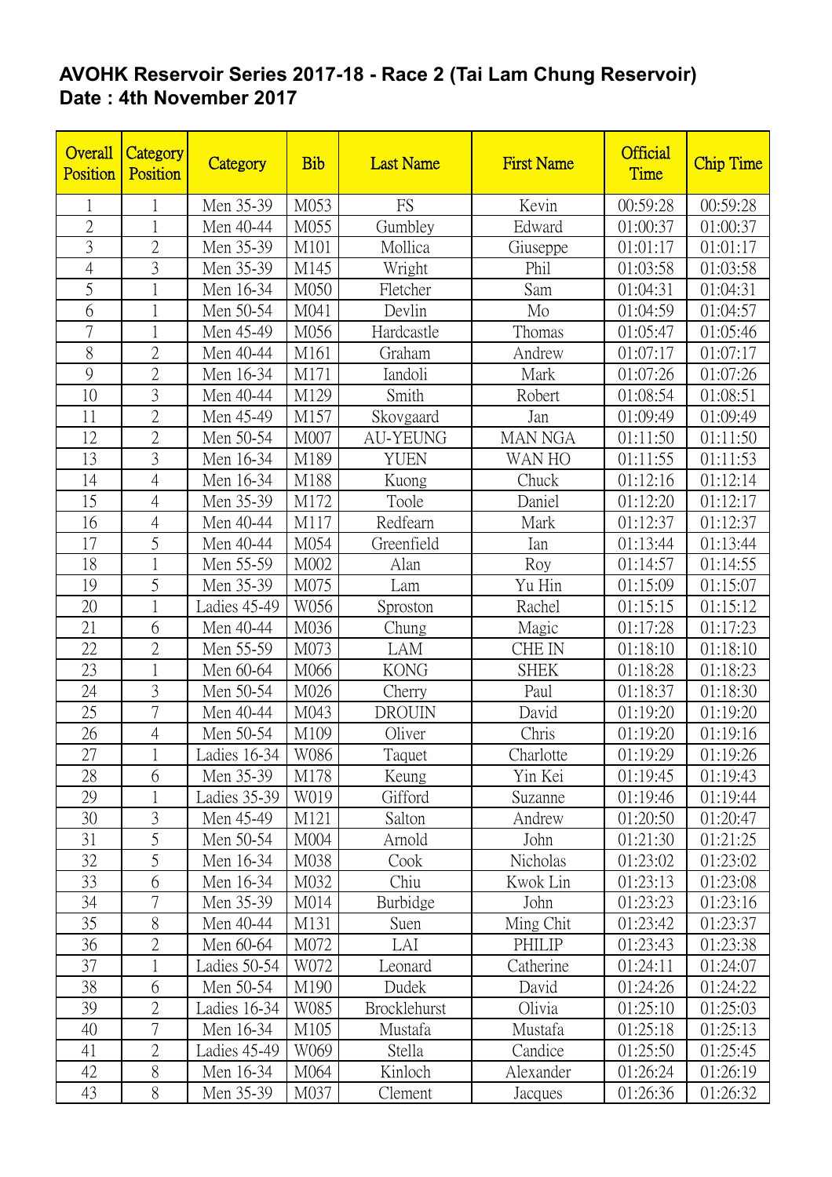# AVOHK Reservoir Series 2017-18 - Race 2 (Tai Lam Chung Reservoir)
# Date : 4th November 2017

| Overall Position | Category Position | Category | Bib | Last Name | First Name | Official Time | Chip Time |
|---|---|---|---|---|---|---|---|
| 1 | 1 | Men 35-39 | M053 | FS | Kevin | 00:59:28 | 00:59:28 |
| 2 | 1 | Men 40-44 | M055 | Gumbley | Edward | 01:00:37 | 01:00:37 |
| 3 | 2 | Men 35-39 | M101 | Mollica | Giuseppe | 01:01:17 | 01:01:17 |
| 4 | 3 | Men 35-39 | M145 | Wright | Phil | 01:03:58 | 01:03:58 |
| 5 | 1 | Men 16-34 | M050 | Fletcher | Sam | 01:04:31 | 01:04:31 |
| 6 | 1 | Men 50-54 | M041 | Devlin | Mo | 01:04:59 | 01:04:57 |
| 7 | 1 | Men 45-49 | M056 | Hardcastle | Thomas | 01:05:47 | 01:05:46 |
| 8 | 2 | Men 40-44 | M161 | Graham | Andrew | 01:07:17 | 01:07:17 |
| 9 | 2 | Men 16-34 | M171 | Iandoli | Mark | 01:07:26 | 01:07:26 |
| 10 | 3 | Men 40-44 | M129 | Smith | Robert | 01:08:54 | 01:08:51 |
| 11 | 2 | Men 45-49 | M157 | Skovgaard | Jan | 01:09:49 | 01:09:49 |
| 12 | 2 | Men 50-54 | M007 | AU-YEUNG | MAN NGA | 01:11:50 | 01:11:50 |
| 13 | 3 | Men 16-34 | M189 | YUEN | WAN HO | 01:11:55 | 01:11:53 |
| 14 | 4 | Men 16-34 | M188 | Kuong | Chuck | 01:12:16 | 01:12:14 |
| 15 | 4 | Men 35-39 | M172 | Toole | Daniel | 01:12:20 | 01:12:17 |
| 16 | 4 | Men 40-44 | M117 | Redfearn | Mark | 01:12:37 | 01:12:37 |
| 17 | 5 | Men 40-44 | M054 | Greenfield | Ian | 01:13:44 | 01:13:44 |
| 18 | 1 | Men 55-59 | M002 | Alan | Roy | 01:14:57 | 01:14:55 |
| 19 | 5 | Men 35-39 | M075 | Lam | Yu Hin | 01:15:09 | 01:15:07 |
| 20 | 1 | Ladies 45-49 | W056 | Sproston | Rachel | 01:15:15 | 01:15:12 |
| 21 | 6 | Men 40-44 | M036 | Chung | Magic | 01:17:28 | 01:17:23 |
| 22 | 2 | Men 55-59 | M073 | LAM | CHE IN | 01:18:10 | 01:18:10 |
| 23 | 1 | Men 60-64 | M066 | KONG | SHEK | 01:18:28 | 01:18:23 |
| 24 | 3 | Men 50-54 | M026 | Cherry | Paul | 01:18:37 | 01:18:30 |
| 25 | 7 | Men 40-44 | M043 | DROUIN | David | 01:19:20 | 01:19:20 |
| 26 | 4 | Men 50-54 | M109 | Oliver | Chris | 01:19:20 | 01:19:16 |
| 27 | 1 | Ladies 16-34 | W086 | Taquet | Charlotte | 01:19:29 | 01:19:26 |
| 28 | 6 | Men 35-39 | M178 | Keung | Yin Kei | 01:19:45 | 01:19:43 |
| 29 | 1 | Ladies 35-39 | W019 | Gifford | Suzanne | 01:19:46 | 01:19:44 |
| 30 | 3 | Men 45-49 | M121 | Salton | Andrew | 01:20:50 | 01:20:47 |
| 31 | 5 | Men 50-54 | M004 | Arnold | John | 01:21:30 | 01:21:25 |
| 32 | 5 | Men 16-34 | M038 | Cook | Nicholas | 01:23:02 | 01:23:02 |
| 33 | 6 | Men 16-34 | M032 | Chiu | Kwok Lin | 01:23:13 | 01:23:08 |
| 34 | 7 | Men 35-39 | M014 | Burbidge | John | 01:23:23 | 01:23:16 |
| 35 | 8 | Men 40-44 | M131 | Suen | Ming Chit | 01:23:42 | 01:23:37 |
| 36 | 2 | Men 60-64 | M072 | LAI | PHILIP | 01:23:43 | 01:23:38 |
| 37 | 1 | Ladies 50-54 | W072 | Leonard | Catherine | 01:24:11 | 01:24:07 |
| 38 | 6 | Men 50-54 | M190 | Dudek | David | 01:24:26 | 01:24:22 |
| 39 | 2 | Ladies 16-34 | W085 | Brocklehurst | Olivia | 01:25:10 | 01:25:03 |
| 40 | 7 | Men 16-34 | M105 | Mustafa | Mustafa | 01:25:18 | 01:25:13 |
| 41 | 2 | Ladies 45-49 | W069 | Stella | Candice | 01:25:50 | 01:25:45 |
| 42 | 8 | Men 16-34 | M064 | Kinloch | Alexander | 01:26:24 | 01:26:19 |
| 43 | 8 | Men 35-39 | M037 | Clement | Jacques | 01:26:36 | 01:26:32 |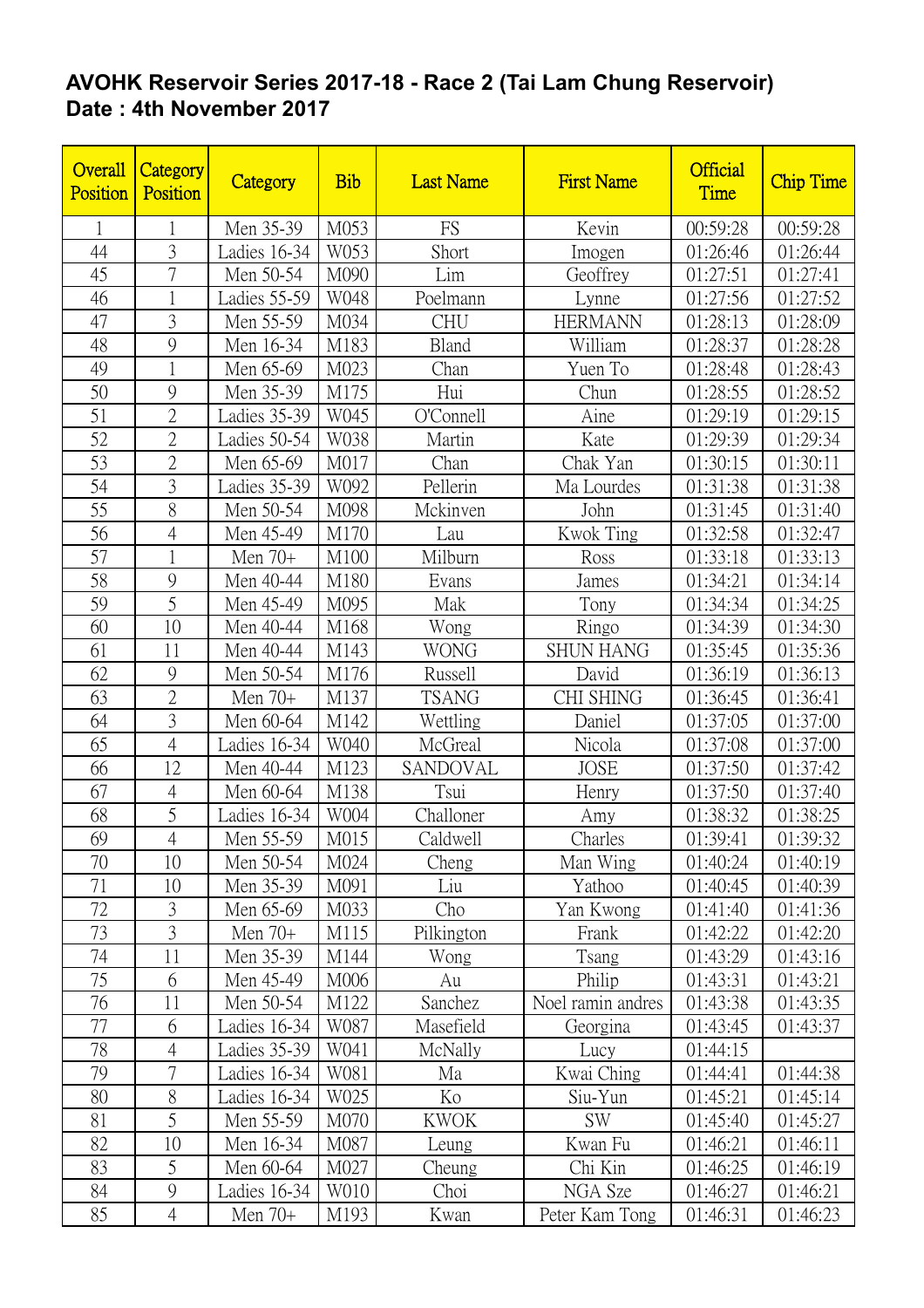**AVOHK Reservoir Series 2017-18 - Race 2 (Tai Lam Chung Reservoir)**
**Date : 4th November 2017**

| Overall Position | Category Position | Category | Bib | Last Name | First Name | Official Time | Chip Time |
|---|---|---|---|---|---|---|---|
| 1 | 1 | Men 35-39 | M053 | FS | Kevin | 00:59:28 | 00:59:28 |
| 44 | 3 | Ladies 16-34 | W053 | Short | Imogen | 01:26:46 | 01:26:44 |
| 45 | 7 | Men 50-54 | M090 | Lim | Geoffrey | 01:27:51 | 01:27:41 |
| 46 | 1 | Ladies 55-59 | W048 | Poelmann | Lynne | 01:27:56 | 01:27:52 |
| 47 | 3 | Men 55-59 | M034 | CHU | HERMANN | 01:28:13 | 01:28:09 |
| 48 | 9 | Men 16-34 | M183 | Bland | William | 01:28:37 | 01:28:28 |
| 49 | 1 | Men 65-69 | M023 | Chan | Yuen To | 01:28:48 | 01:28:43 |
| 50 | 9 | Men 35-39 | M175 | Hui | Chun | 01:28:55 | 01:28:52 |
| 51 | 2 | Ladies 35-39 | W045 | O'Connell | Aine | 01:29:19 | 01:29:15 |
| 52 | 2 | Ladies 50-54 | W038 | Martin | Kate | 01:29:39 | 01:29:34 |
| 53 | 2 | Men 65-69 | M017 | Chan | Chak Yan | 01:30:15 | 01:30:11 |
| 54 | 3 | Ladies 35-39 | W092 | Pellerin | Ma Lourdes | 01:31:38 | 01:31:38 |
| 55 | 8 | Men 50-54 | M098 | Mckinven | John | 01:31:45 | 01:31:40 |
| 56 | 4 | Men 45-49 | M170 | Lau | Kwok Ting | 01:32:58 | 01:32:47 |
| 57 | 1 | Men 70+ | M100 | Milburn | Ross | 01:33:18 | 01:33:13 |
| 58 | 9 | Men 40-44 | M180 | Evans | James | 01:34:21 | 01:34:14 |
| 59 | 5 | Men 45-49 | M095 | Mak | Tony | 01:34:34 | 01:34:25 |
| 60 | 10 | Men 40-44 | M168 | Wong | Ringo | 01:34:39 | 01:34:30 |
| 61 | 11 | Men 40-44 | M143 | WONG | SHUN HANG | 01:35:45 | 01:35:36 |
| 62 | 9 | Men 50-54 | M176 | Russell | David | 01:36:19 | 01:36:13 |
| 63 | 2 | Men 70+ | M137 | TSANG | CHI SHING | 01:36:45 | 01:36:41 |
| 64 | 3 | Men 60-64 | M142 | Wettling | Daniel | 01:37:05 | 01:37:00 |
| 65 | 4 | Ladies 16-34 | W040 | McGreal | Nicola | 01:37:08 | 01:37:00 |
| 66 | 12 | Men 40-44 | M123 | SANDOVAL | JOSE | 01:37:50 | 01:37:42 |
| 67 | 4 | Men 60-64 | M138 | Tsui | Henry | 01:37:50 | 01:37:40 |
| 68 | 5 | Ladies 16-34 | W004 | Challoner | Amy | 01:38:32 | 01:38:25 |
| 69 | 4 | Men 55-59 | M015 | Caldwell | Charles | 01:39:41 | 01:39:32 |
| 70 | 10 | Men 50-54 | M024 | Cheng | Man Wing | 01:40:24 | 01:40:19 |
| 71 | 10 | Men 35-39 | M091 | Liu | Yathoo | 01:40:45 | 01:40:39 |
| 72 | 3 | Men 65-69 | M033 | Cho | Yan Kwong | 01:41:40 | 01:41:36 |
| 73 | 3 | Men 70+ | M115 | Pilkington | Frank | 01:42:22 | 01:42:20 |
| 74 | 11 | Men 35-39 | M144 | Wong | Tsang | 01:43:29 | 01:43:16 |
| 75 | 6 | Men 45-49 | M006 | Au | Philip | 01:43:31 | 01:43:21 |
| 76 | 11 | Men 50-54 | M122 | Sanchez | Noel ramin andres | 01:43:38 | 01:43:35 |
| 77 | 6 | Ladies 16-34 | W087 | Masefield | Georgina | 01:43:45 | 01:43:37 |
| 78 | 4 | Ladies 35-39 | W041 | McNally | Lucy | 01:44:15 | |
| 79 | 7 | Ladies 16-34 | W081 | Ma | Kwai Ching | 01:44:41 | 01:44:38 |
| 80 | 8 | Ladies 16-34 | W025 | Ko | Siu-Yun | 01:45:21 | 01:45:14 |
| 81 | 5 | Men 55-59 | M070 | KWOK | SW | 01:45:40 | 01:45:27 |
| 82 | 10 | Men 16-34 | M087 | Leung | Kwan Fu | 01:46:21 | 01:46:11 |
| 83 | 5 | Men 60-64 | M027 | Cheung | Chi Kin | 01:46:25 | 01:46:19 |
| 84 | 9 | Ladies 16-34 | W010 | Choi | NGA Sze | 01:46:27 | 01:46:21 |
| 85 | 4 | Men 70+ | M193 | Kwan | Peter Kam Tong | 01:46:31 | 01:46:23 |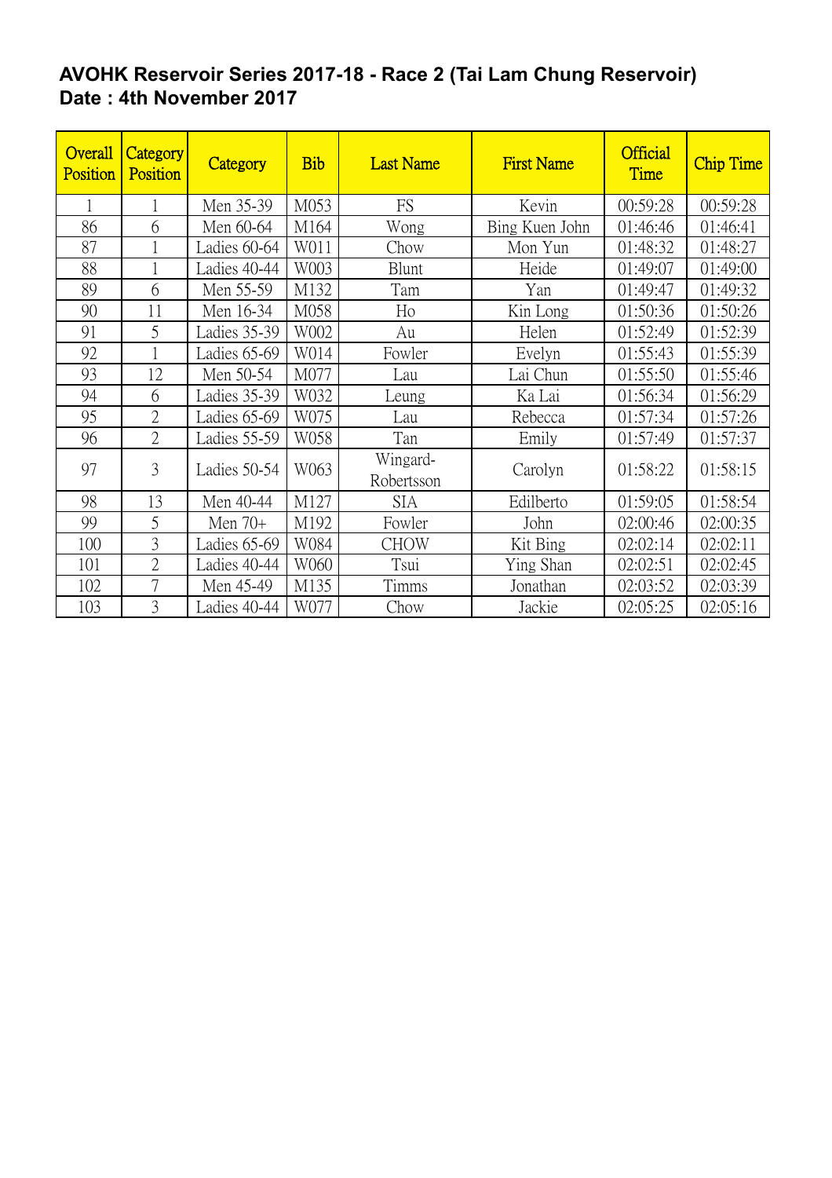**AVOHK Reservoir Series 2017-18 - Race 2 (Tai Lam Chung Reservoir)**
**Date : 4th November 2017**

| Overall Position | Category Position | Category | Bib | Last Name | First Name | Official Time | Chip Time |
|---|---|---|---|---|---|---|---|
| 1 | 1 | Men 35-39 | M053 | FS | Kevin | 00:59:28 | 00:59:28 |
| 86 | 6 | Men 60-64 | M164 | Wong | Bing Kuen John | 01:46:46 | 01:46:41 |
| 87 | 1 | Ladies 60-64 | W011 | Chow | Mon Yun | 01:48:32 | 01:48:27 |
| 88 | 1 | Ladies 40-44 | W003 | Blunt | Heide | 01:49:07 | 01:49:00 |
| 89 | 6 | Men 55-59 | M132 | Tam | Yan | 01:49:47 | 01:49:32 |
| 90 | 11 | Men 16-34 | M058 | Ho | Kin Long | 01:50:36 | 01:50:26 |
| 91 | 5 | Ladies 35-39 | W002 | Au | Helen | 01:52:49 | 01:52:39 |
| 92 | 1 | Ladies 65-69 | W014 | Fowler | Evelyn | 01:55:43 | 01:55:39 |
| 93 | 12 | Men 50-54 | M077 | Lau | Lai Chun | 01:55:50 | 01:55:46 |
| 94 | 6 | Ladies 35-39 | W032 | Leung | Ka Lai | 01:56:34 | 01:56:29 |
| 95 | 2 | Ladies 65-69 | W075 | Lau | Rebecca | 01:57:34 | 01:57:26 |
| 96 | 2 | Ladies 55-59 | W058 | Tan | Emily | 01:57:49 | 01:57:37 |
| 97 | 3 | Ladies 50-54 | W063 | Wingard-Robertsson | Carolyn | 01:58:22 | 01:58:15 |
| 98 | 13 | Men 40-44 | M127 | SIA | Edilberto | 01:59:05 | 01:58:54 |
| 99 | 5 | Men 70+ | M192 | Fowler | John | 02:00:46 | 02:00:35 |
| 100 | 3 | Ladies 65-69 | W084 | CHOW | Kit Bing | 02:02:14 | 02:02:11 |
| 101 | 2 | Ladies 40-44 | W060 | Tsui | Ying Shan | 02:02:51 | 02:02:45 |
| 102 | 7 | Men 45-49 | M135 | Timms | Jonathan | 02:03:52 | 02:03:39 |
| 103 | 3 | Ladies 40-44 | W077 | Chow | Jackie | 02:05:25 | 02:05:16 |